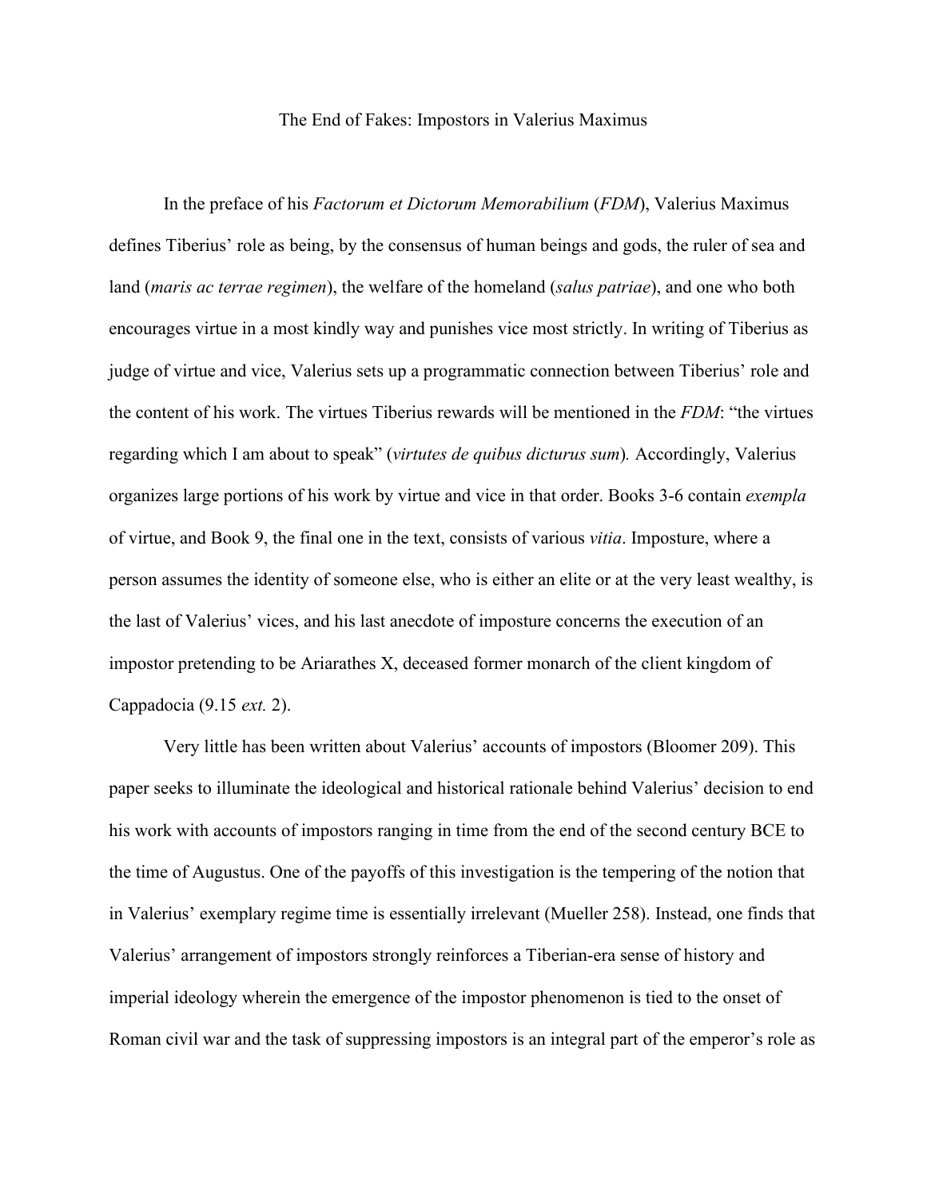# The End of Fakes: Impostors in Valerius Maximus

In the preface of his *Factorum et Dictorum Memorabilium* (*FDM*), Valerius Maximus defines Tiberius' role as being, by the consensus of human beings and gods, the ruler of sea and land (*maris ac terrae regimen*), the welfare of the homeland (*salus patriae*), and one who both encourages virtue in a most kindly way and punishes vice most strictly. In writing of Tiberius as judge of virtue and vice, Valerius sets up a programmatic connection between Tiberius' role and the content of his work. The virtues Tiberius rewards will be mentioned in the *FDM*: "the virtues regarding which I am about to speak" (*virtutes de quibus dicturus sum*). Accordingly, Valerius organizes large portions of his work by virtue and vice in that order. Books 3-6 contain *exempla* of virtue, and Book 9, the final one in the text, consists of various *vitia*. Imposture, where a person assumes the identity of someone else, who is either an elite or at the very least wealthy, is the last of Valerius' vices, and his last anecdote of imposture concerns the execution of an impostor pretending to be Ariarathes X, deceased former monarch of the client kingdom of Cappadocia (9.15 *ext.* 2).

Very little has been written about Valerius' accounts of impostors (Bloomer 209). This paper seeks to illuminate the ideological and historical rationale behind Valerius' decision to end his work with accounts of impostors ranging in time from the end of the second century BCE to the time of Augustus. One of the payoffs of this investigation is the tempering of the notion that in Valerius' exemplary regime time is essentially irrelevant (Mueller 258). Instead, one finds that Valerius' arrangement of impostors strongly reinforces a Tiberian-era sense of history and imperial ideology wherein the emergence of the impostor phenomenon is tied to the onset of Roman civil war and the task of suppressing impostors is an integral part of the emperor's role as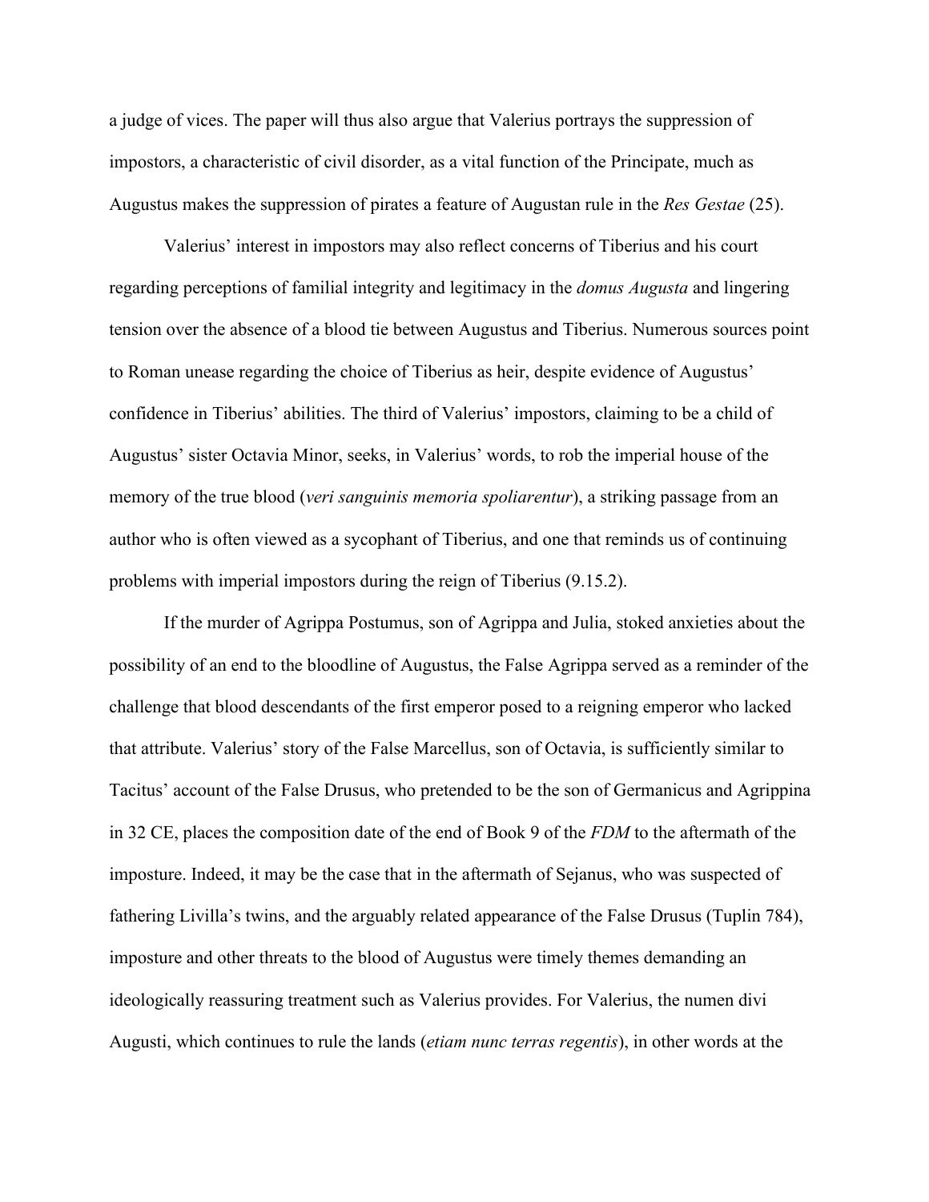a judge of vices. The paper will thus also argue that Valerius portrays the suppression of impostors, a characteristic of civil disorder, as a vital function of the Principate, much as Augustus makes the suppression of pirates a feature of Augustan rule in the *Res Gestae* (25).

Valerius' interest in impostors may also reflect concerns of Tiberius and his court regarding perceptions of familial integrity and legitimacy in the *domus Augusta* and lingering tension over the absence of a blood tie between Augustus and Tiberius. Numerous sources point to Roman unease regarding the choice of Tiberius as heir, despite evidence of Augustus' confidence in Tiberius' abilities. The third of Valerius' impostors, claiming to be a child of Augustus' sister Octavia Minor, seeks, in Valerius' words, to rob the imperial house of the memory of the true blood (*veri sanguinis memoria spoliarentur*), a striking passage from an author who is often viewed as a sycophant of Tiberius, and one that reminds us of continuing problems with imperial impostors during the reign of Tiberius (9.15.2).

If the murder of Agrippa Postumus, son of Agrippa and Julia, stoked anxieties about the possibility of an end to the bloodline of Augustus, the False Agrippa served as a reminder of the challenge that blood descendants of the first emperor posed to a reigning emperor who lacked that attribute. Valerius' story of the False Marcellus, son of Octavia, is sufficiently similar to Tacitus' account of the False Drusus, who pretended to be the son of Germanicus and Agrippina in 32 CE, places the composition date of the end of Book 9 of the *FDM* to the aftermath of the imposture. Indeed, it may be the case that in the aftermath of Sejanus, who was suspected of fathering Livilla's twins, and the arguably related appearance of the False Drusus (Tuplin 784), imposture and other threats to the blood of Augustus were timely themes demanding an ideologically reassuring treatment such as Valerius provides. For Valerius, the numen divi Augusti, which continues to rule the lands (*etiam nunc terras regentis*), in other words at the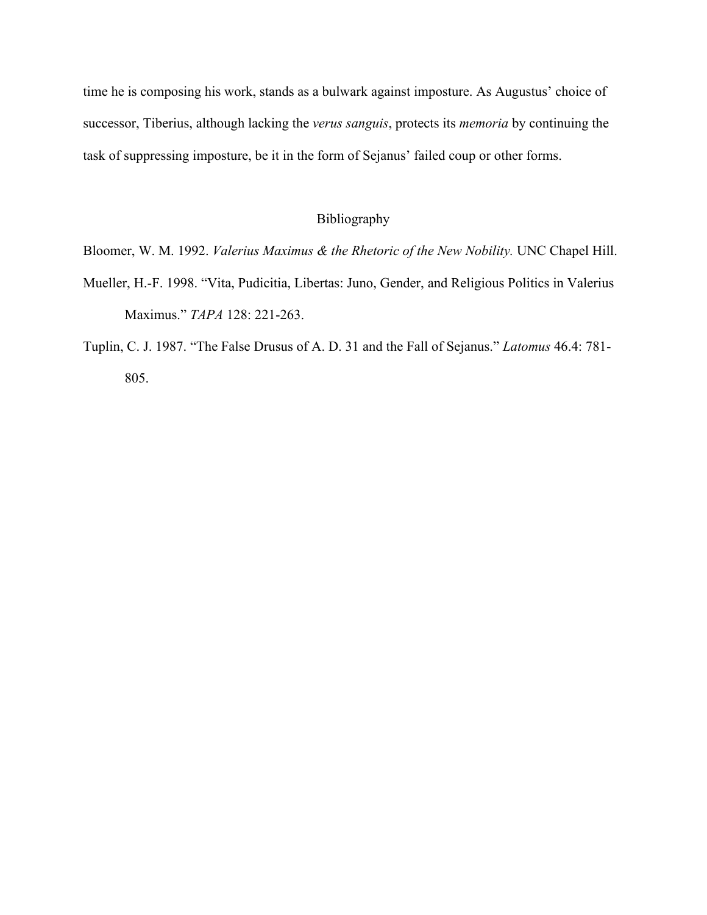time he is composing his work, stands as a bulwark against imposture. As Augustus' choice of successor, Tiberius, although lacking the *verus sanguis*, protects its *memoria* by continuing the task of suppressing imposture, be it in the form of Sejanus' failed coup or other forms.

## Bibliography

Bloomer, W. M. 1992. *Valerius Maximus & the Rhetoric of the New Nobility.* UNC Chapel Hill.

Mueller, H.-F. 1998. "Vita, Pudicitia, Libertas: Juno, Gender, and Religious Politics in Valerius Maximus." *TAPA* 128: 221-263.

Tuplin, C. J. 1987. "The False Drusus of A. D. 31 and the Fall of Sejanus." *Latomus* 46.4: 781-805.